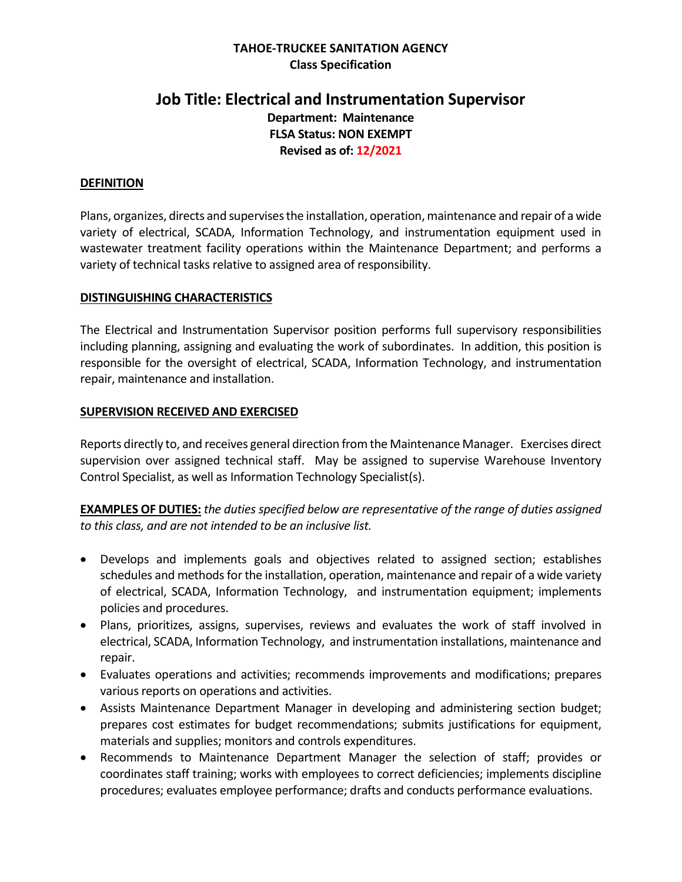**TAHOE-TRUCKEE SANITATION AGENCY**
**Class Specification**

# Job Title: Electrical and Instrumentation Supervisor

**Department: Maintenance**
**FLSA Status: NON EXEMPT**
**Revised as of: 12/2021**

## DEFINITION

Plans, organizes, directs and supervises the installation, operation, maintenance and repair of a wide variety of electrical, SCADA, Information Technology, and instrumentation equipment used in wastewater treatment facility operations within the Maintenance Department; and performs a variety of technical tasks relative to assigned area of responsibility.

## DISTINGUISHING CHARACTERISTICS

The Electrical and Instrumentation Supervisor position performs full supervisory responsibilities including planning, assigning and evaluating the work of subordinates. In addition, this position is responsible for the oversight of electrical, SCADA, Information Technology, and instrumentation repair, maintenance and installation.

## SUPERVISION RECEIVED AND EXERCISED

Reports directly to, and receives general direction from the Maintenance Manager. Exercises direct supervision over assigned technical staff. May be assigned to supervise Warehouse Inventory Control Specialist, as well as Information Technology Specialist(s).

**EXAMPLES OF DUTIES:** *the duties specified below are representative of the range of duties assigned to this class, and are not intended to be an inclusive list.*

- Develops and implements goals and objectives related to assigned section; establishes schedules and methods for the installation, operation, maintenance and repair of a wide variety of electrical, SCADA, Information Technology, and instrumentation equipment; implements policies and procedures.
- Plans, prioritizes, assigns, supervises, reviews and evaluates the work of staff involved in electrical, SCADA, Information Technology, and instrumentation installations, maintenance and repair.
- Evaluates operations and activities; recommends improvements and modifications; prepares various reports on operations and activities.
- Assists Maintenance Department Manager in developing and administering section budget; prepares cost estimates for budget recommendations; submits justifications for equipment, materials and supplies; monitors and controls expenditures.
- Recommends to Maintenance Department Manager the selection of staff; provides or coordinates staff training; works with employees to correct deficiencies; implements discipline procedures; evaluates employee performance; drafts and conducts performance evaluations.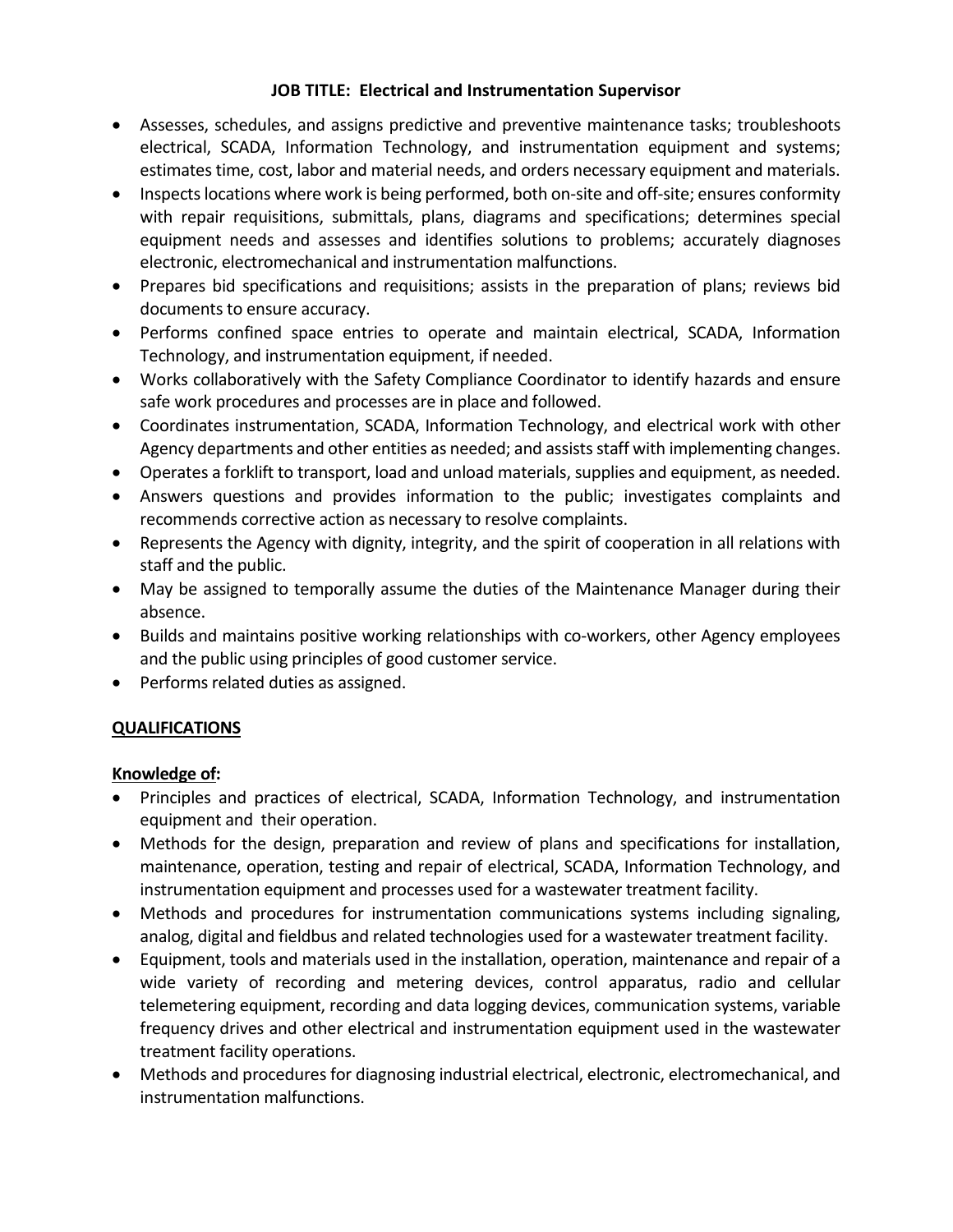**JOB TITLE: Electrical and Instrumentation Supervisor**

- Assesses, schedules, and assigns predictive and preventive maintenance tasks; troubleshoots electrical, SCADA, Information Technology, and instrumentation equipment and systems; estimates time, cost, labor and material needs, and orders necessary equipment and materials.
- Inspects locations where work is being performed, both on-site and off-site; ensures conformity with repair requisitions, submittals, plans, diagrams and specifications; determines special equipment needs and assesses and identifies solutions to problems; accurately diagnoses electronic, electromechanical and instrumentation malfunctions.
- Prepares bid specifications and requisitions; assists in the preparation of plans; reviews bid documents to ensure accuracy.
- Performs confined space entries to operate and maintain electrical, SCADA, Information Technology, and instrumentation equipment, if needed.
- Works collaboratively with the Safety Compliance Coordinator to identify hazards and ensure safe work procedures and processes are in place and followed.
- Coordinates instrumentation, SCADA, Information Technology, and electrical work with other Agency departments and other entities as needed; and assists staff with implementing changes.
- Operates a forklift to transport, load and unload materials, supplies and equipment, as needed.
- Answers questions and provides information to the public; investigates complaints and recommends corrective action as necessary to resolve complaints.
- Represents the Agency with dignity, integrity, and the spirit of cooperation in all relations with staff and the public.
- May be assigned to temporally assume the duties of the Maintenance Manager during their absence.
- Builds and maintains positive working relationships with co-workers, other Agency employees and the public using principles of good customer service.
- Performs related duties as assigned.

**QUALIFICATIONS**

**Knowledge of:**

- Principles and practices of electrical, SCADA, Information Technology, and instrumentation equipment and their operation.
- Methods for the design, preparation and review of plans and specifications for installation, maintenance, operation, testing and repair of electrical, SCADA, Information Technology, and instrumentation equipment and processes used for a wastewater treatment facility.
- Methods and procedures for instrumentation communications systems including signaling, analog, digital and fieldbus and related technologies used for a wastewater treatment facility.
- Equipment, tools and materials used in the installation, operation, maintenance and repair of a wide variety of recording and metering devices, control apparatus, radio and cellular telemetering equipment, recording and data logging devices, communication systems, variable frequency drives and other electrical and instrumentation equipment used in the wastewater treatment facility operations.
- Methods and procedures for diagnosing industrial electrical, electronic, electromechanical, and instrumentation malfunctions.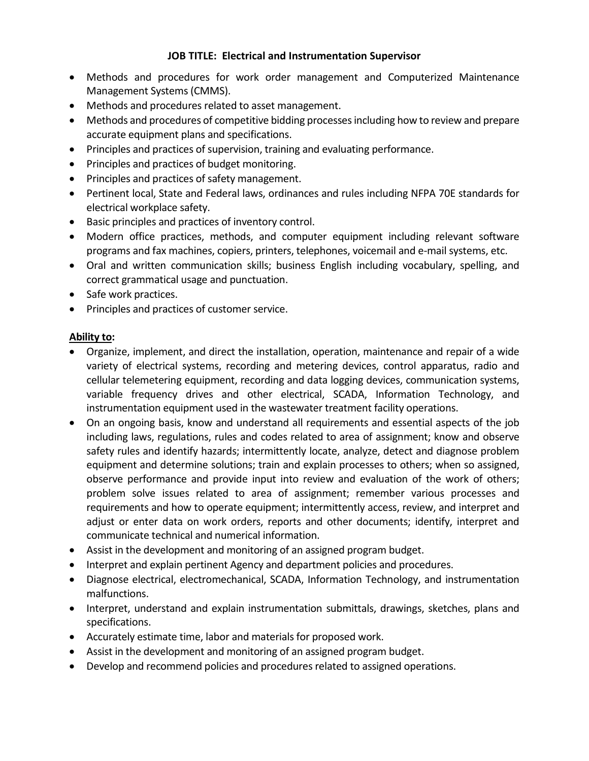**JOB TITLE: Electrical and Instrumentation Supervisor**

- Methods and procedures for work order management and Computerized Maintenance Management Systems (CMMS).
- Methods and procedures related to asset management.
- Methods and procedures of competitive bidding processes including how to review and prepare accurate equipment plans and specifications.
- Principles and practices of supervision, training and evaluating performance.
- Principles and practices of budget monitoring.
- Principles and practices of safety management.
- Pertinent local, State and Federal laws, ordinances and rules including NFPA 70E standards for electrical workplace safety.
- Basic principles and practices of inventory control.
- Modern office practices, methods, and computer equipment including relevant software programs and fax machines, copiers, printers, telephones, voicemail and e-mail systems, etc.
- Oral and written communication skills; business English including vocabulary, spelling, and correct grammatical usage and punctuation.
- Safe work practices.
- Principles and practices of customer service.

**<u>Ability to</u>:**

- Organize, implement, and direct the installation, operation, maintenance and repair of a wide variety of electrical systems, recording and metering devices, control apparatus, radio and cellular telemetering equipment, recording and data logging devices, communication systems, variable frequency drives and other electrical, SCADA, Information Technology, and instrumentation equipment used in the wastewater treatment facility operations.
- On an ongoing basis, know and understand all requirements and essential aspects of the job including laws, regulations, rules and codes related to area of assignment; know and observe safety rules and identify hazards; intermittently locate, analyze, detect and diagnose problem equipment and determine solutions; train and explain processes to others; when so assigned, observe performance and provide input into review and evaluation of the work of others; problem solve issues related to area of assignment; remember various processes and requirements and how to operate equipment; intermittently access, review, and interpret and adjust or enter data on work orders, reports and other documents; identify, interpret and communicate technical and numerical information.
- Assist in the development and monitoring of an assigned program budget.
- Interpret and explain pertinent Agency and department policies and procedures.
- Diagnose electrical, electromechanical, SCADA, Information Technology, and instrumentation malfunctions.
- Interpret, understand and explain instrumentation submittals, drawings, sketches, plans and specifications.
- Accurately estimate time, labor and materials for proposed work.
- Assist in the development and monitoring of an assigned program budget.
- Develop and recommend policies and procedures related to assigned operations.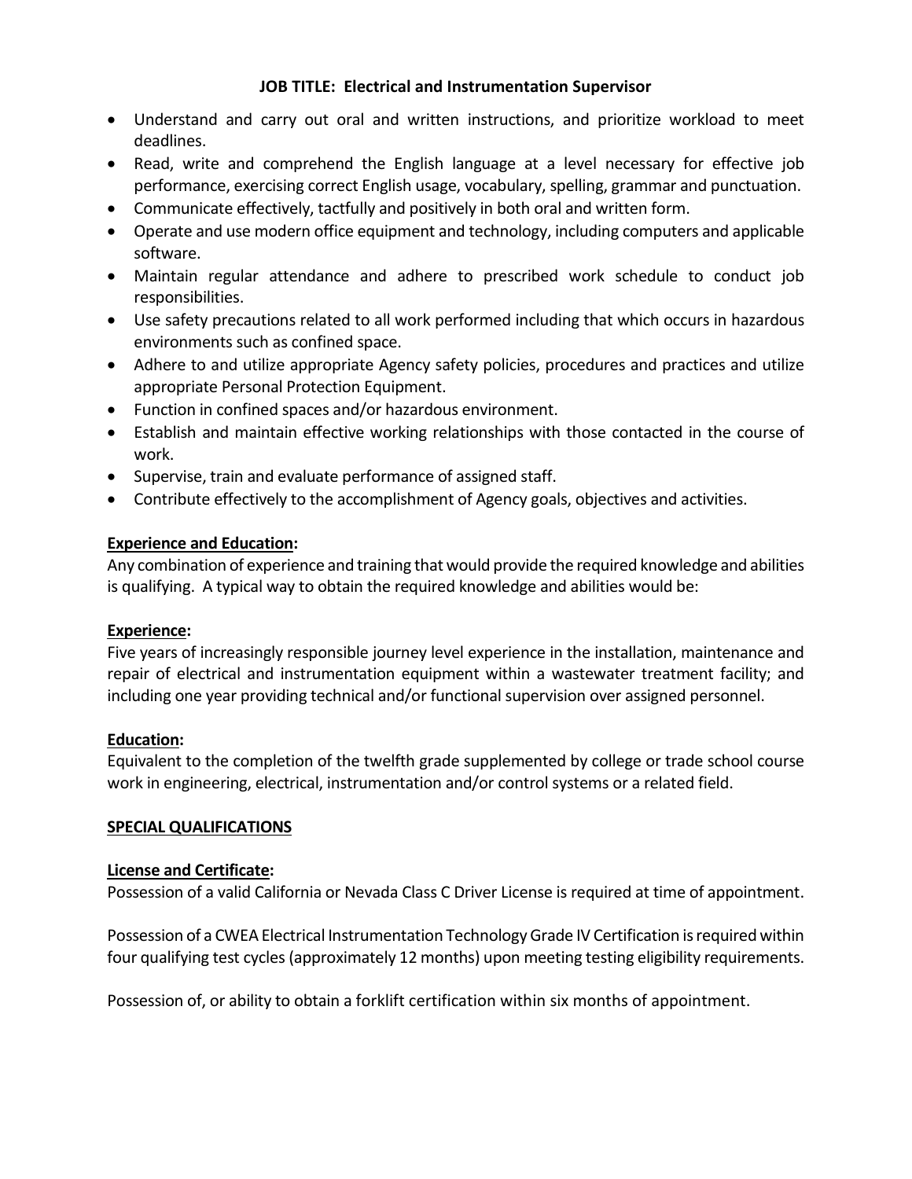**JOB TITLE: Electrical and Instrumentation Supervisor**

- Understand and carry out oral and written instructions, and prioritize workload to meet deadlines.
- Read, write and comprehend the English language at a level necessary for effective job performance, exercising correct English usage, vocabulary, spelling, grammar and punctuation.
- Communicate effectively, tactfully and positively in both oral and written form.
- Operate and use modern office equipment and technology, including computers and applicable software.
- Maintain regular attendance and adhere to prescribed work schedule to conduct job responsibilities.
- Use safety precautions related to all work performed including that which occurs in hazardous environments such as confined space.
- Adhere to and utilize appropriate Agency safety policies, procedures and practices and utilize appropriate Personal Protection Equipment.
- Function in confined spaces and/or hazardous environment.
- Establish and maintain effective working relationships with those contacted in the course of work.
- Supervise, train and evaluate performance of assigned staff.
- Contribute effectively to the accomplishment of Agency goals, objectives and activities.

**Experience and Education:**

Any combination of experience and training that would provide the required knowledge and abilities is qualifying. A typical way to obtain the required knowledge and abilities would be:

**Experience:**

Five years of increasingly responsible journey level experience in the installation, maintenance and repair of electrical and instrumentation equipment within a wastewater treatment facility; and including one year providing technical and/or functional supervision over assigned personnel.

**Education:**

Equivalent to the completion of the twelfth grade supplemented by college or trade school course work in engineering, electrical, instrumentation and/or control systems or a related field.

**SPECIAL QUALIFICATIONS**

**License and Certificate:**

Possession of a valid California or Nevada Class C Driver License is required at time of appointment.

Possession of a CWEA Electrical Instrumentation Technology Grade IV Certification is required within four qualifying test cycles (approximately 12 months) upon meeting testing eligibility requirements.

Possession of, or ability to obtain a forklift certification within six months of appointment.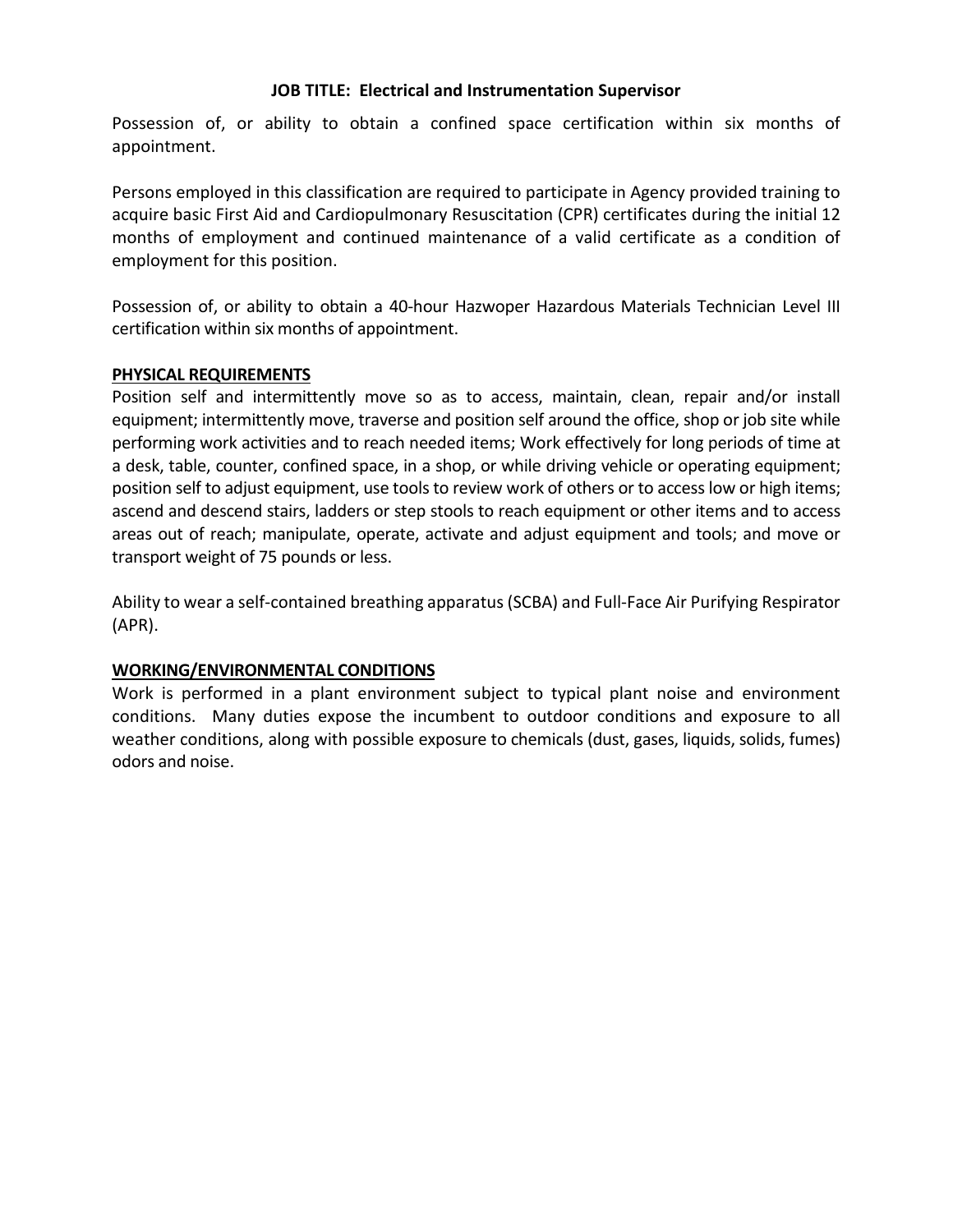Possession of, or ability to obtain a confined space certification within six months of appointment.

Persons employed in this classification are required to participate in Agency provided training to acquire basic First Aid and Cardiopulmonary Resuscitation (CPR) certificates during the initial 12 months of employment and continued maintenance of a valid certificate as a condition of employment for this position.

Possession of, or ability to obtain a 40-hour Hazwoper Hazardous Materials Technician Level III certification within six months of appointment.

## PHYSICAL REQUIREMENTS

Position self and intermittently move so as to access, maintain, clean, repair and/or install equipment; intermittently move, traverse and position self around the office, shop or job site while performing work activities and to reach needed items; Work effectively for long periods of time at a desk, table, counter, confined space, in a shop, or while driving vehicle or operating equipment; position self to adjust equipment, use tools to review work of others or to access low or high items; ascend and descend stairs, ladders or step stools to reach equipment or other items and to access areas out of reach; manipulate, operate, activate and adjust equipment and tools; and move or transport weight of 75 pounds or less.

Ability to wear a self-contained breathing apparatus (SCBA) and Full-Face Air Purifying Respirator (APR).

## WORKING/ENVIRONMENTAL CONDITIONS

Work is performed in a plant environment subject to typical plant noise and environment conditions. Many duties expose the incumbent to outdoor conditions and exposure to all weather conditions, along with possible exposure to chemicals (dust, gases, liquids, solids, fumes) odors and noise.